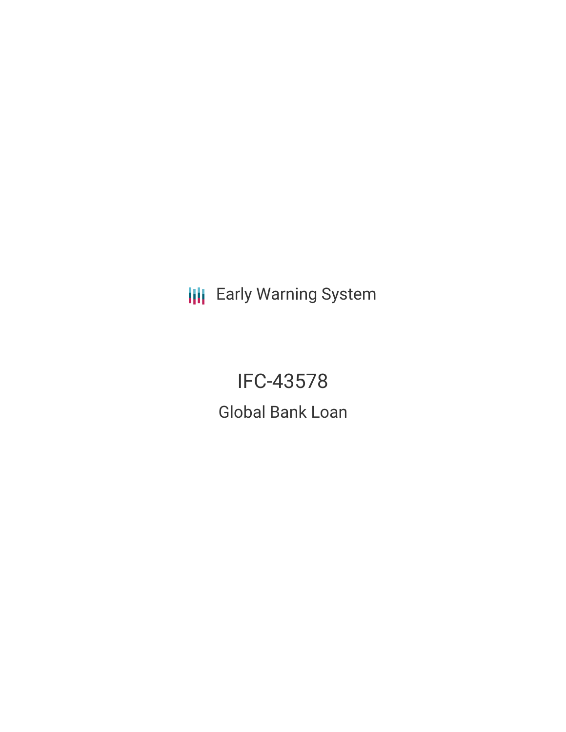Early Warning System

# IFC-43578

## Global Bank Loan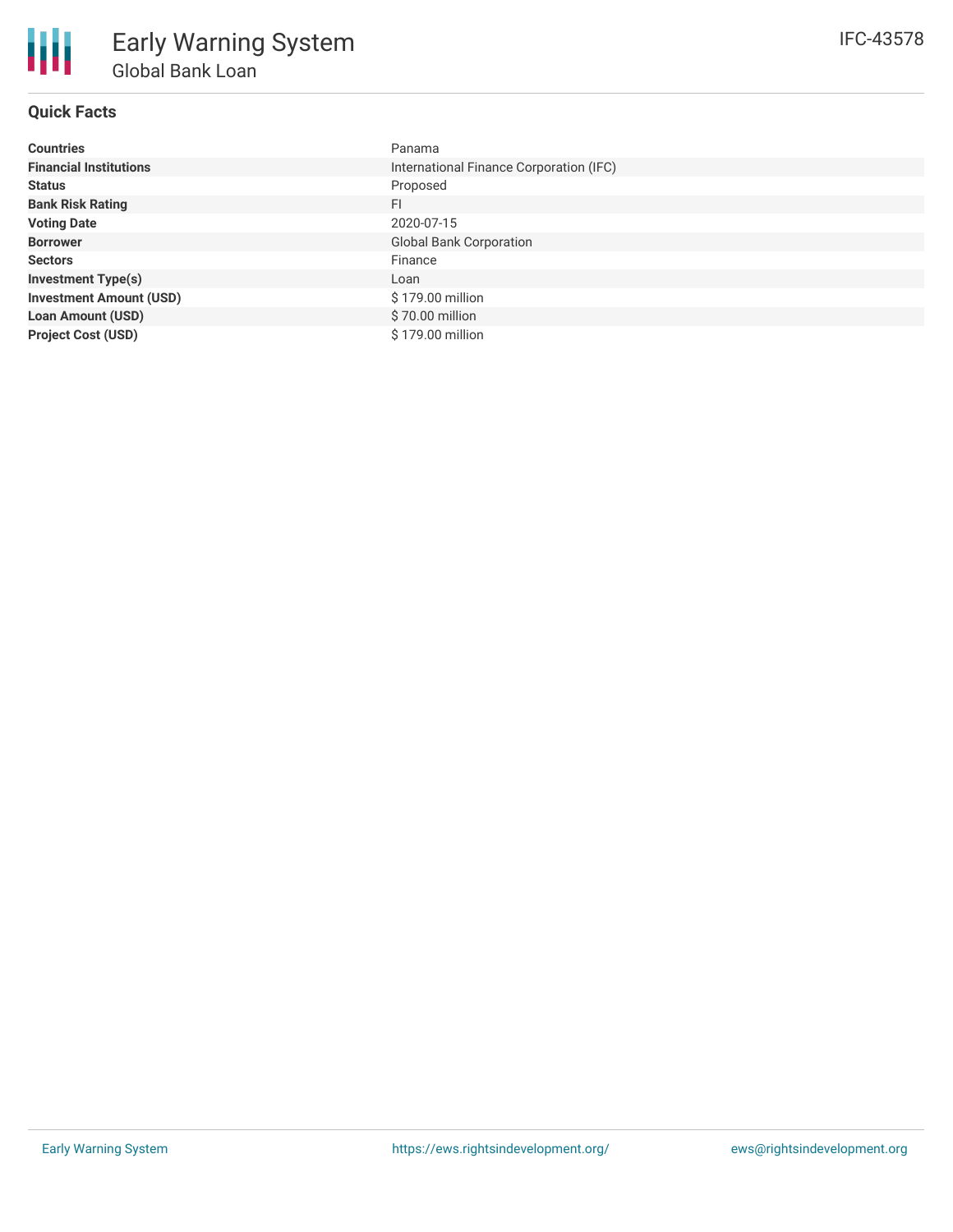# Early Warning System

## Global Bank Loan

IFC-43578

### Quick Facts

| | |
|---|---|
| **Countries** | Panama |
| **Financial Institutions** | International Finance Corporation (IFC) |
| **Status** | Proposed |
| **Bank Risk Rating** | FI |
| **Voting Date** | 2020-07-15 |
| **Borrower** | Global Bank Corporation |
| **Sectors** | Finance |
| **Investment Type(s)** | Loan |
| **Investment Amount (USD)** | $ 179.00 million |
| **Loan Amount (USD)** | $ 70.00 million |
| **Project Cost (USD)** | $ 179.00 million |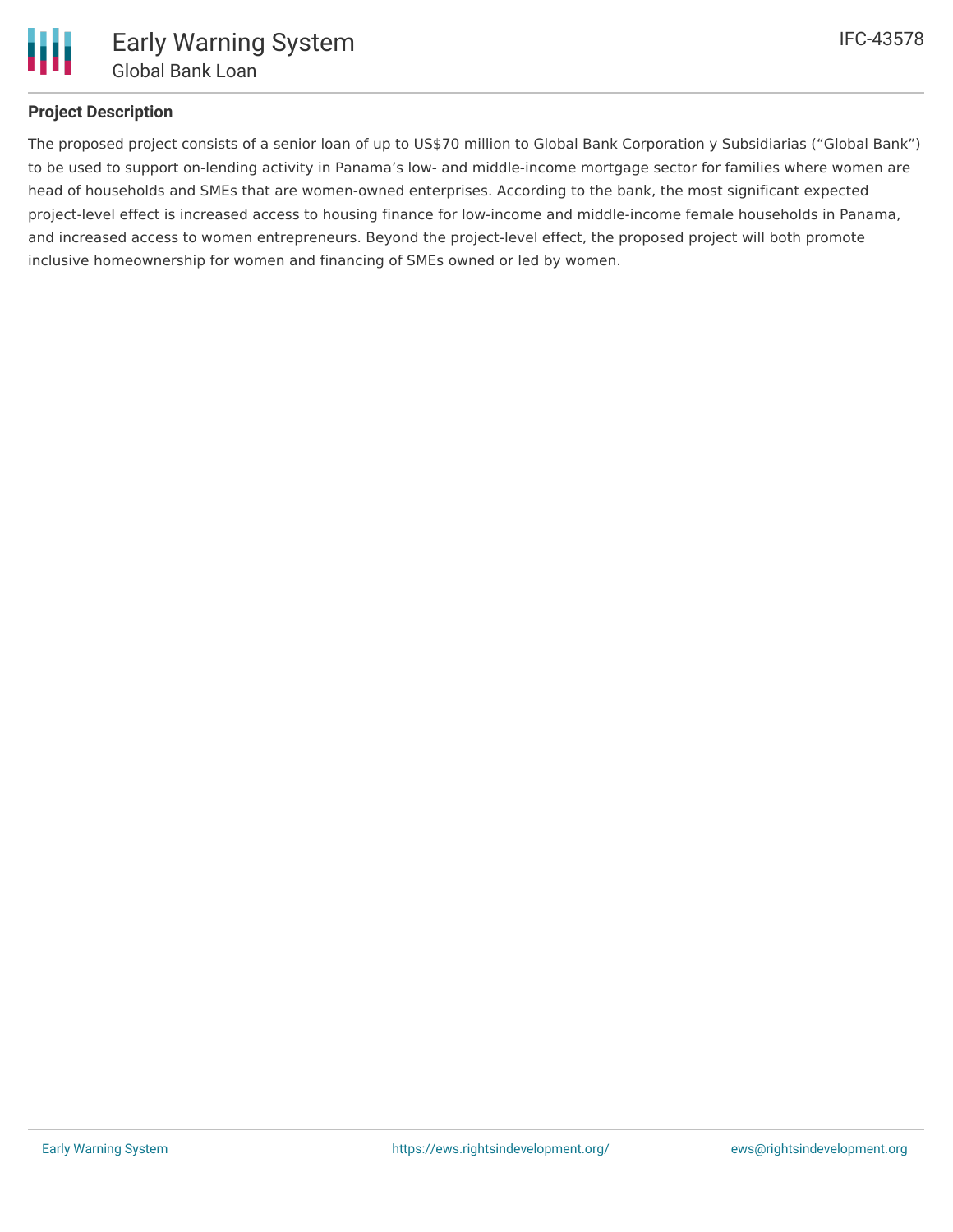## Project Description

The proposed project consists of a senior loan of up to US$70 million to Global Bank Corporation y Subsidiarias ("Global Bank") to be used to support on-lending activity in Panama's low- and middle-income mortgage sector for families where women are head of households and SMEs that are women-owned enterprises. According to the bank, the most significant expected project-level effect is increased access to housing finance for low-income and middle-income female households in Panama, and increased access to women entrepreneurs. Beyond the project-level effect, the proposed project will both promote inclusive homeownership for women and financing of SMEs owned or led by women.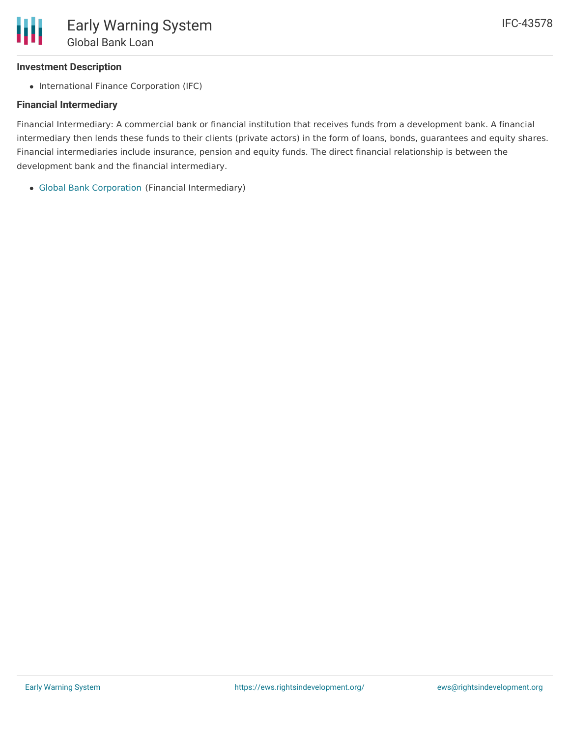### Investment Description

- International Finance Corporation (IFC)

### Financial Intermediary

Financial Intermediary: A commercial bank or financial institution that receives funds from a development bank. A financial intermediary then lends these funds to their clients (private actors) in the form of loans, bonds, guarantees and equity shares. Financial intermediaries include insurance, pension and equity funds. The direct financial relationship is between the development bank and the financial intermediary.

- Global Bank Corporation (Financial Intermediary)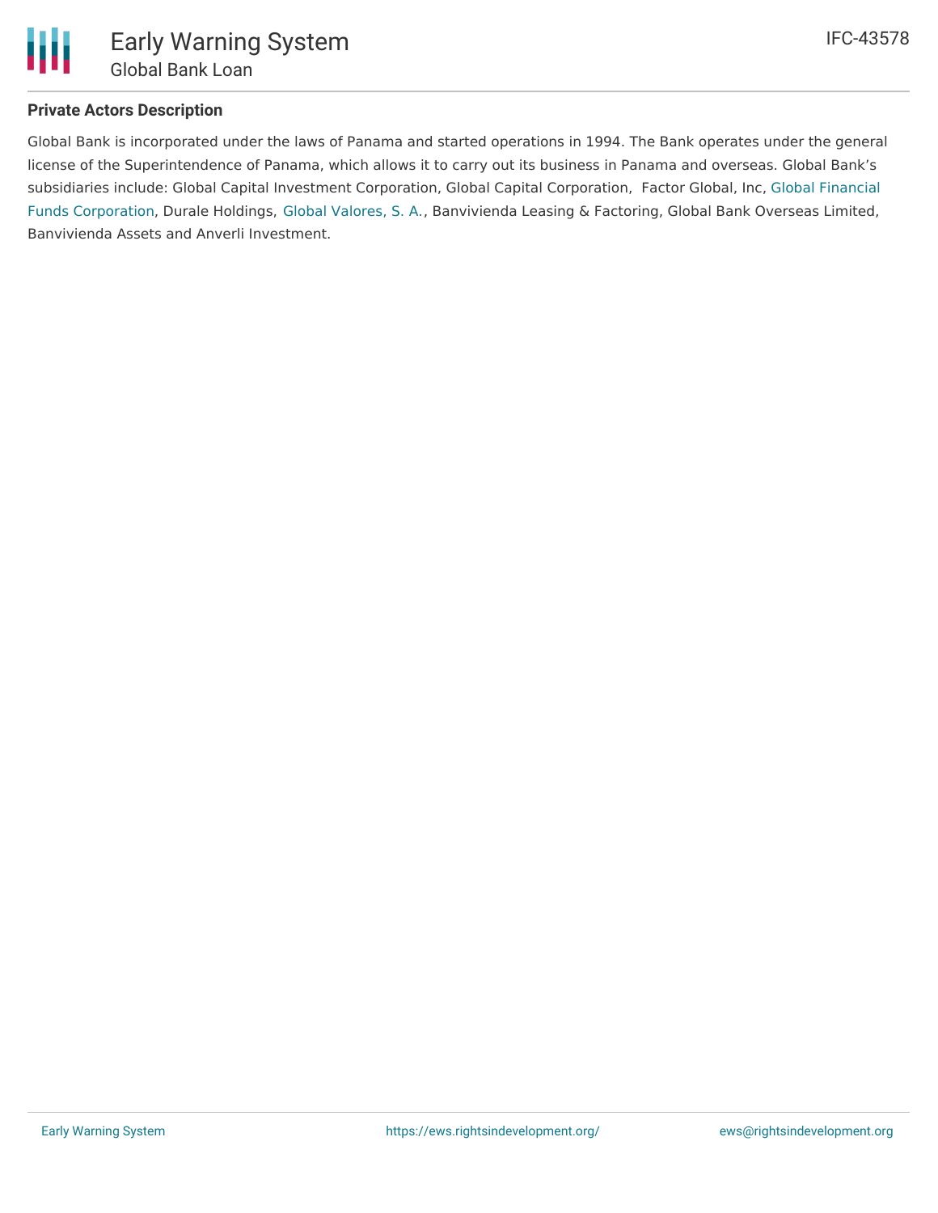## Private Actors Description

Global Bank is incorporated under the laws of Panama and started operations in 1994. The Bank operates under the general license of the Superintendence of Panama, which allows it to carry out its business in Panama and overseas. Global Bank's subsidiaries include: Global Capital Investment Corporation, Global Capital Corporation, Factor Global, Inc, Global Financial Funds Corporation, Durale Holdings, Global Valores, S. A., Banvivienda Leasing & Factoring, Global Bank Overseas Limited, Banvivienda Assets and Anverli Investment.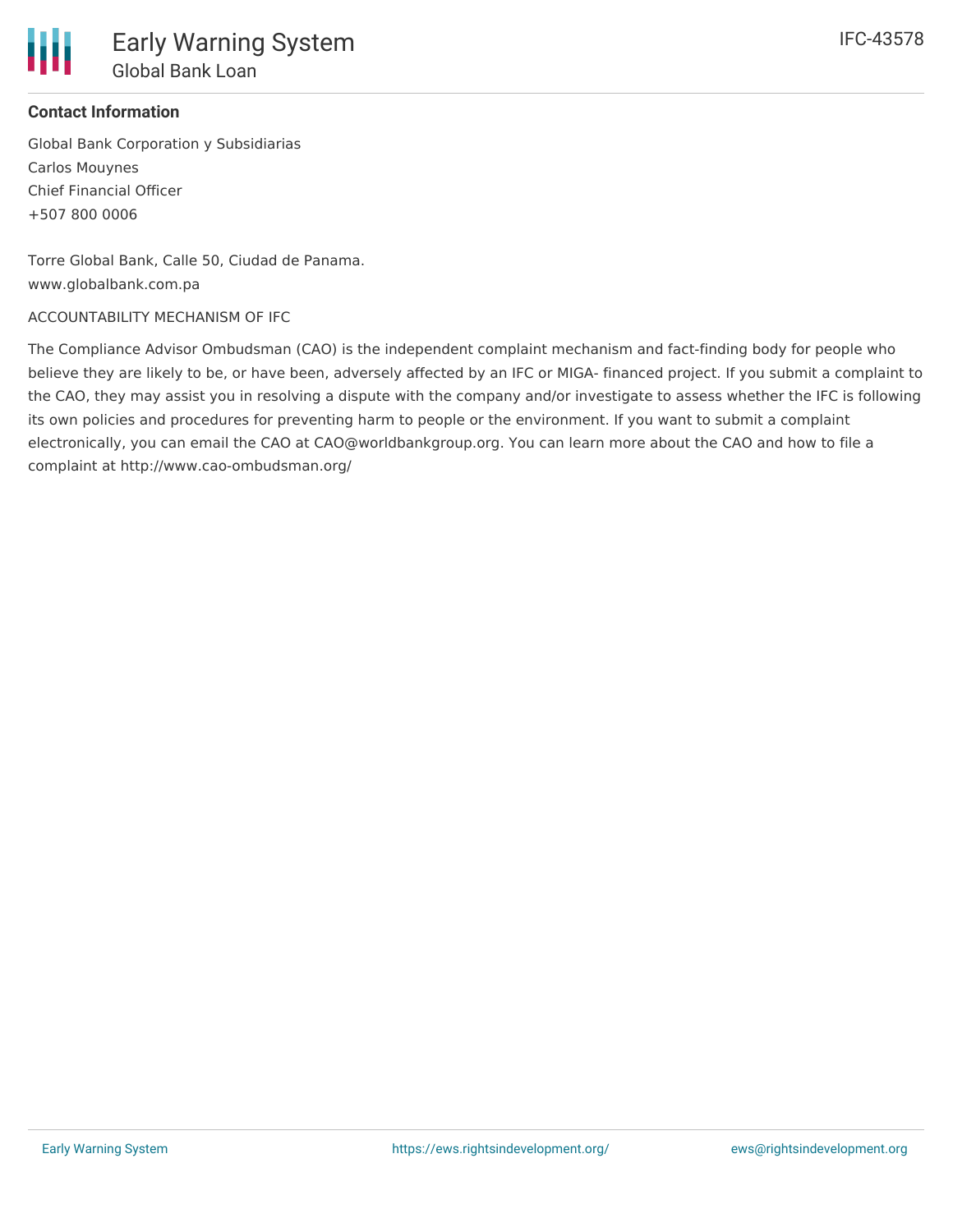**Contact Information**

Global Bank Corporation y Subsidiarias
Carlos Mouynes
Chief Financial Officer
+507 800 0006

Torre Global Bank, Calle 50, Ciudad de Panama.
www.globalbank.com.pa

ACCOUNTABILITY MECHANISM OF IFC

The Compliance Advisor Ombudsman (CAO) is the independent complaint mechanism and fact-finding body for people who believe they are likely to be, or have been, adversely affected by an IFC or MIGA- financed project. If you submit a complaint to the CAO, they may assist you in resolving a dispute with the company and/or investigate to assess whether the IFC is following its own policies and procedures for preventing harm to people or the environment. If you want to submit a complaint electronically, you can email the CAO at CAO@worldbankgroup.org. You can learn more about the CAO and how to file a complaint at http://www.cao-ombudsman.org/